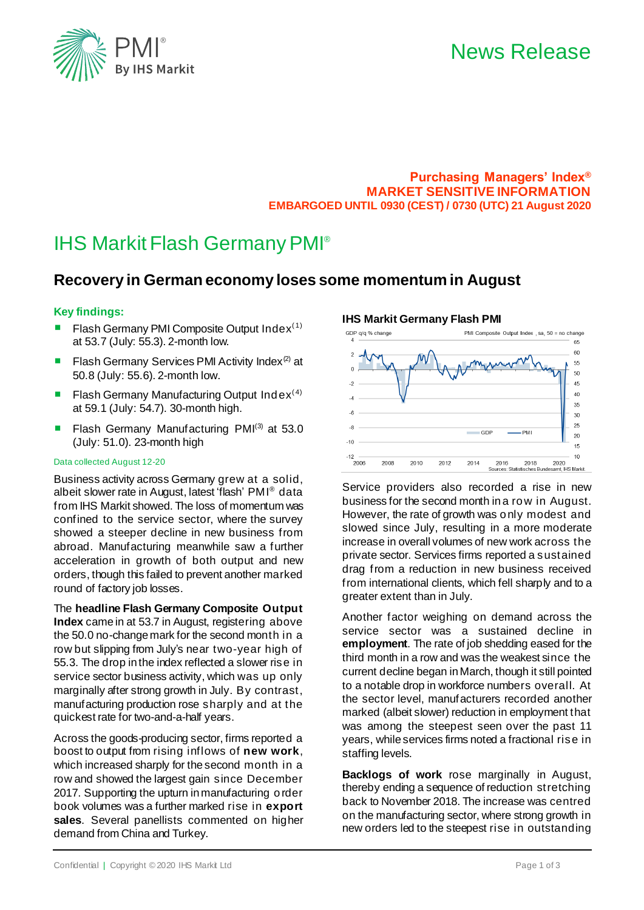# News Release

**Purchasing Managers' Index®**
**MARKET SENSITIVE INFORMATION**
**EMBARGOED UNTIL 0930 (CEST) / 0730 (UTC) 21 August 2020**

# IHS Markit Flash Germany PMI®

## Recovery in German economy loses some momentum in August

### Key findings:

- Flash Germany PMI Composite Output Index[1] at 53.7 (July: 55.3). 2-month low.
- Flash Germany Services PMI Activity Index[2] at 50.8 (July: 55.6). 2-month low.
- Flash Germany Manufacturing Output Index[4] at 59.1 (July: 54.7). 30-month high.
- Flash Germany Manufacturing PMI[3] at 53.0 (July: 51.0). 23-month high

Data collected August 12-20

Business activity across Germany grew at a solid, albeit slower rate in August, latest 'flash' PMI® data from IHS Markit showed. The loss of momentum was confined to the service sector, where the survey showed a steeper decline in new business from abroad. Manufacturing meanwhile saw a further acceleration in growth of both output and new orders, though this failed to prevent another marked round of factory job losses.

The **headline Flash Germany Composite Output Index** came in at 53.7 in August, registering above the 50.0 no-change mark for the second month in a row but slipping from July's near two-year high of 55.3. The drop in the index reflected a slower rise in service sector business activity, which was up only marginally after strong growth in July. By contrast, manufacturing production rose sharply and at the quickest rate for two-and-a-half years.

Across the goods-producing sector, firms reported a boost to output from rising inflows of **new work**, which increased sharply for the second month in a row and showed the largest gain since December 2017. Supporting the upturn in manufacturing order book volumes was a further marked rise in **export sales**. Several panellists commented on higher demand from China and Turkey.

**IHS Markit Germany Flash PMI**

Sources: Statistisches Bundesamt, IHS Markit.

Service providers also recorded a rise in new business for the second month in a row in August. However, the rate of growth was only modest and slowed since July, resulting in a more moderate increase in overall volumes of new work across the private sector. Services firms reported a sustained drag from a reduction in new business received from international clients, which fell sharply and to a greater extent than in July.

Another factor weighing on demand across the service sector was a sustained decline in **employment**. The rate of job shedding eased for the third month in a row and was the weakest since the current decline began in March, though it still pointed to a notable drop in workforce numbers overall. At the sector level, manufacturers recorded another marked (albeit slower) reduction in employment that was among the steepest seen over the past 11 years, while services firms noted a fractional rise in staffing levels.

**Backlogs of work** rose marginally in August, thereby ending a sequence of reduction stretching back to November 2018. The increase was centred on the manufacturing sector, where strong growth in new orders led to the steepest rise in outstanding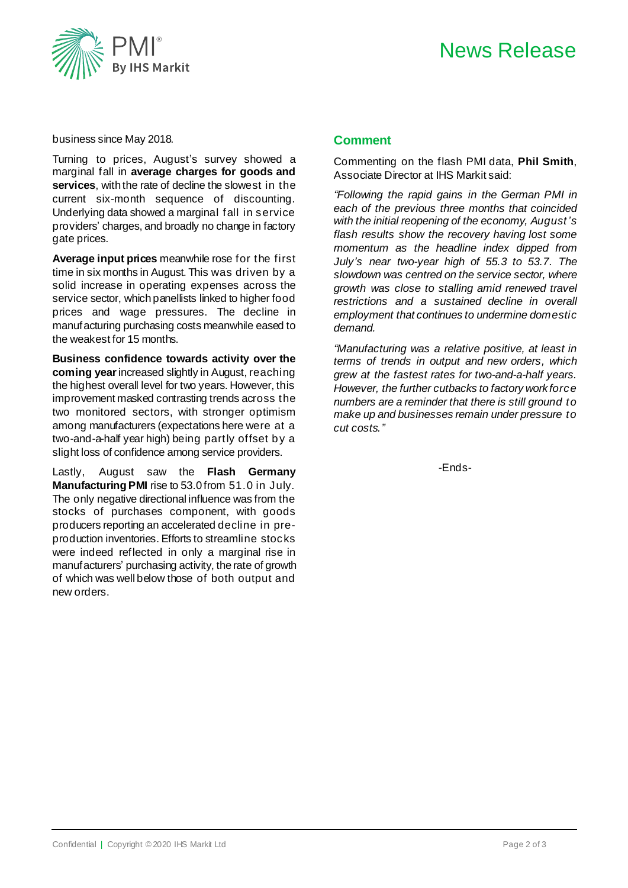business since May 2018.

Turning to prices, August's survey showed a marginal fall in **average charges for goods and services**, with the rate of decline the slowest in the current six-month sequence of discounting. Underlying data showed a marginal fall in service providers' charges, and broadly no change in factory gate prices.

**Average input prices** meanwhile rose for the first time in six months in August. This was driven by a solid increase in operating expenses across the service sector, which panellists linked to higher food prices and wage pressures. The decline in manufacturing purchasing costs meanwhile eased to the weakest for 15 months.

**Business confidence towards activity over the coming year** increased slightly in August, reaching the highest overall level for two years. However, this improvement masked contrasting trends across the two monitored sectors, with stronger optimism among manufacturers (expectations here were at a two-and-a-half year high) being partly offset by a slight loss of confidence among service providers.

Lastly, August saw the **Flash Germany Manufacturing PMI** rise to 53.0 from 51.0 in July. The only negative directional influence was from the stocks of purchases component, with goods producers reporting an accelerated decline in pre-production inventories. Efforts to streamline stocks were indeed reflected in only a marginal rise in manufacturers' purchasing activity, the rate of growth of which was well below those of both output and new orders.

## Comment

Commenting on the flash PMI data, **Phil Smith**, Associate Director at IHS Markit said:

*"Following the rapid gains in the German PMI in each of the previous three months that coincided with the initial reopening of the economy, August's flash results show the recovery having lost some momentum as the headline index dipped from July's near two-year high of 55.3 to 53.7. The slowdown was centred on the service sector, where growth was close to stalling amid renewed travel restrictions and a sustained decline in overall employment that continues to undermine domestic demand.*

*"Manufacturing was a relative positive, at least in terms of trends in output and new orders, which grew at the fastest rates for two-and-a-half years. However, the further cutbacks to factory workforce numbers are a reminder that there is still ground to make up and businesses remain under pressure to cut costs."*

-Ends-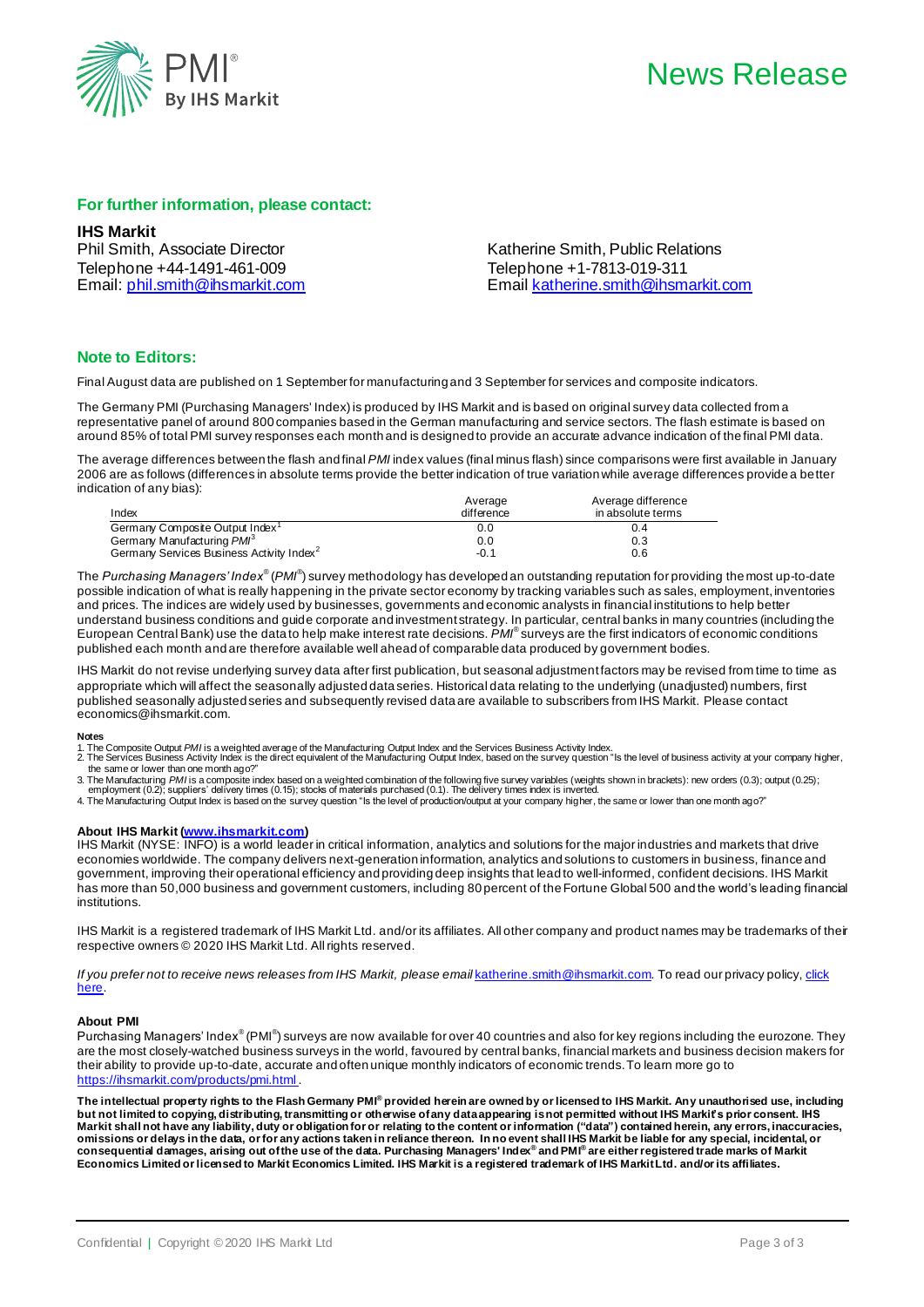News Release

## For further information, please contact:

**IHS Markit**

Phil Smith, Associate Director
Telephone +44-1491-461-009
Email: phil.smith@ihsmarkit.com

Katherine Smith, Public Relations
Telephone +1-7813-019-311
Email katherine.smith@ihsmarkit.com

## Note to Editors:

Final August data are published on 1 September for manufacturing and 3 September for services and composite indicators.

The Germany PMI (Purchasing Managers' Index) is produced by IHS Markit and is based on original survey data collected from a representative panel of around 800 companies based in the German manufacturing and service sectors. The flash estimate is based on around 85% of total PMI survey responses each month and is designed to provide an accurate advance indication of the final PMI data.

The average differences between the flash and final *PMI* index values (final minus flash) since comparisons were first available in January 2006 are as follows (differences in absolute terms provide the better indication of true variation while average differences provide a better indication of any bias):

| Index | Average difference | Average difference in absolute terms |
|---|---|---|
| Germany Composite Output Index[1] | 0.0 | 0.4 |
| Germany Manufacturing *PMI*[3] | 0.0 | 0.3 |
| Germany Services Business Activity Index[2] | -0.1 | 0.6 |

The *Purchasing Managers' Index*® (*PMI*®) survey methodology has developed an outstanding reputation for providing the most up-to-date possible indication of what is really happening in the private sector economy by tracking variables such as sales, employment, inventories and prices. The indices are widely used by businesses, governments and economic analysts in financial institutions to help better understand business conditions and guide corporate and investment strategy. In particular, central banks in many countries (including the European Central Bank) use the data to help make interest rate decisions. *PMI*® surveys are the first indicators of economic conditions published each month and are therefore available well ahead of comparable data produced by government bodies.

IHS Markit do not revise underlying survey data after first publication, but seasonal adjustment factors may be revised from time to time as appropriate which will affect the seasonally adjusted data series. Historical data relating to the underlying (unadjusted) numbers, first published seasonally adjusted series and subsequently revised data are available to subscribers from IHS Markit. Please contact economics@ihsmarkit.com.

**Notes**

1. The Composite Output *PMI* is a weighted average of the Manufacturing Output Index and the Services Business Activity Index.
2. The Services Business Activity Index is the direct equivalent of the Manufacturing Output Index, based on the survey question "Is the level of business activity at your company higher, the same or lower than one month ago?"
3. The Manufacturing *PMI* is a composite index based on a weighted combination of the following five survey variables (weights shown in brackets): new orders (0.3); output (0.25); employment (0.2); suppliers' delivery times (0.15); stocks of materials purchased (0.1). The delivery times index is inverted.
4. The Manufacturing Output Index is based on the survey question "Is the level of production/output at your company higher, the same or lower than one month ago?"

### About IHS Markit (www.ihsmarkit.com)

IHS Markit (NYSE: INFO) is a world leader in critical information, analytics and solutions for the major industries and markets that drive economies worldwide. The company delivers next-generation information, analytics and solutions to customers in business, finance and government, improving their operational efficiency and providing deep insights that lead to well-informed, confident decisions. IHS Markit has more than 50,000 business and government customers, including 80 percent of the Fortune Global 500 and the world's leading financial institutions.

IHS Markit is a registered trademark of IHS Markit Ltd. and/or its affiliates. All other company and product names may be trademarks of their respective owners © 2020 IHS Markit Ltd. All rights reserved.

*If you prefer not to receive news releases from IHS Markit, please email* katherine.smith@ihsmarkit.com. To read our privacy policy, click here.

### About PMI

Purchasing Managers' Index® (PMI®) surveys are now available for over 40 countries and also for key regions including the eurozone. They are the most closely-watched business surveys in the world, favoured by central banks, financial markets and business decision makers for their ability to provide up-to-date, accurate and often unique monthly indicators of economic trends. To learn more go to https://ihsmarkit.com/products/pmi.html.

**The intellectual property rights to the Flash Germany PMI® provided herein are owned by or licensed to IHS Markit. Any unauthorised use, including but not limited to copying, distributing, transmitting or otherwise of any data appearing is not permitted without IHS Markit's prior consent. IHS Markit shall not have any liability, duty or obligation for or relating to the content or information ("data") contained herein, any errors, inaccuracies, omissions or delays in the data, or for any actions taken in reliance thereon. In no event shall IHS Markit be liable for any special, incidental, or consequential damages, arising out of the use of the data. Purchasing Managers' Index® and PMI® are either registered trade marks of Markit Economics Limited or licensed to Markit Economics Limited. IHS Markit is a registered trademark of IHS Markit Ltd. and/or its affiliates.**